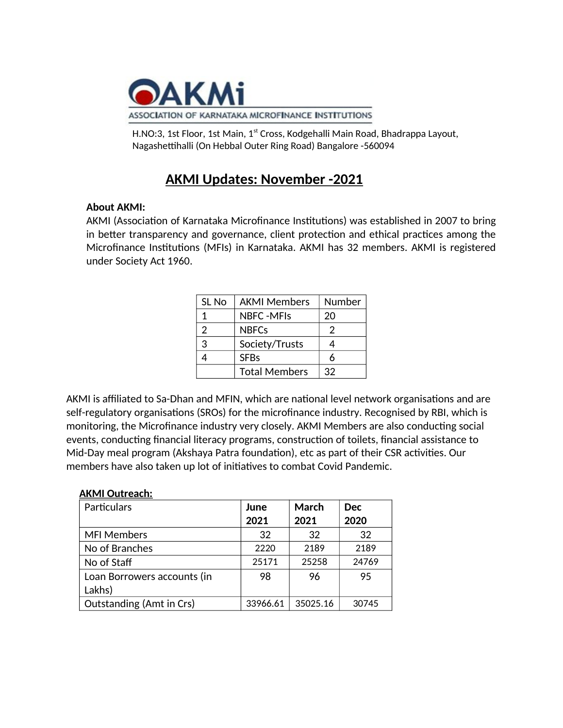# AKMi

ASSOCIATION OF KARNATAKA MICROFINANCE INSTITUTIONS

H.NO:3, 1st Floor, 1st Main, 1st Cross, Kodgehalli Main Road, Bhadrappa Layout, Nagashettihalli (On Hebbal Outer Ring Road) Bangalore -560094

## AKMI Updates: November -2021

**About AKMI:**

AKMI (Association of Karnataka Microfinance Institutions) was established in 2007 to bring in better transparency and governance, client protection and ethical practices among the Microfinance Institutions (MFIs) in Karnataka. AKMI has 32 members. AKMI is registered under Society Act 1960.

| SL No | AKMI Members | Number |
|---|---|---|
| 1 | NBFC -MFIs | 20 |
| 2 | NBFCs | 2 |
| 3 | Society/Trusts | 4 |
| 4 | SFBs | 6 |
| | Total Members | 32 |

AKMI is affiliated to Sa-Dhan and MFIN, which are national level network organisations and are self-regulatory organisations (SROs) for the microfinance industry. Recognised by RBI, which is monitoring, the Microfinance industry very closely. AKMI Members are also conducting social events, conducting financial literacy programs, construction of toilets, financial assistance to Mid-Day meal program (Akshaya Patra foundation), etc as part of their CSR activities. Our members have also taken up lot of initiatives to combat Covid Pandemic.

**AKMI Outreach:**

| Particulars | **June 2021** | **March 2021** | **Dec 2020** |
|---|---|---|---|
| MFI Members | 32 | 32 | 32 |
| No of Branches | 2220 | 2189 | 2189 |
| No of Staff | 25171 | 25258 | 24769 |
| Loan Borrowers accounts (in Lakhs) | 98 | 96 | 95 |
| Outstanding (Amt in Crs) | 33966.61 | 35025.16 | 30745 |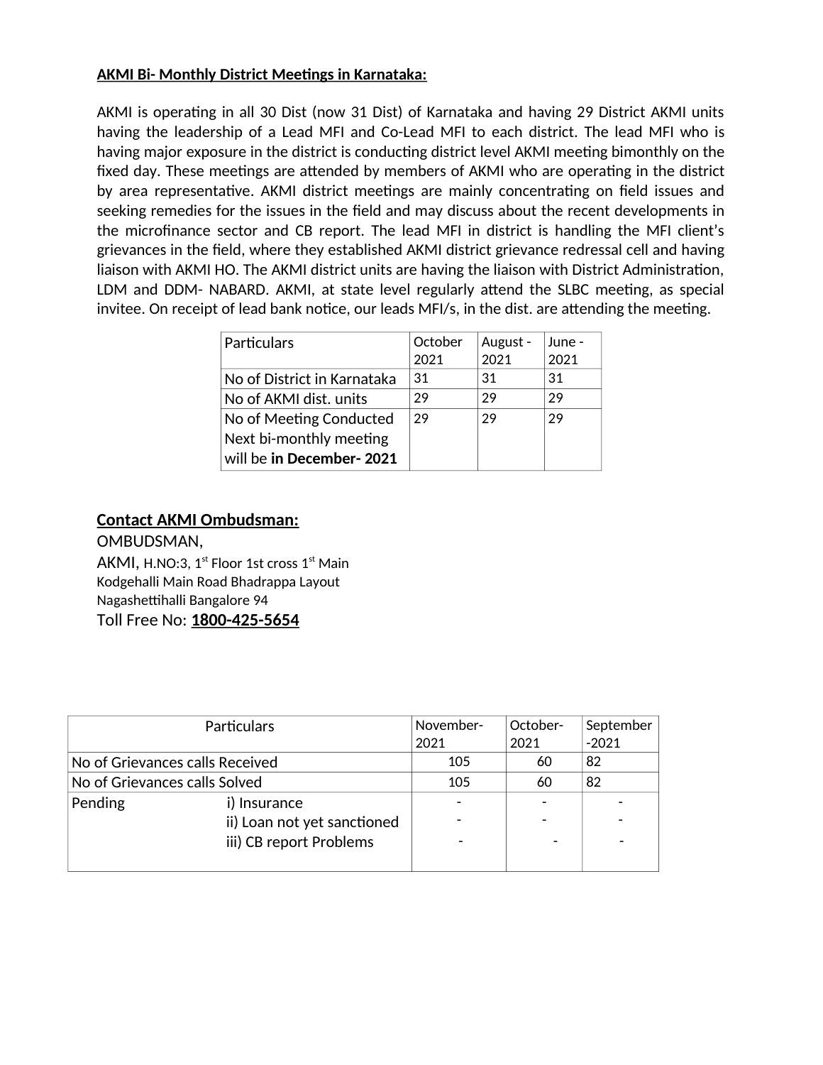**AKMI Bi- Monthly District Meetings in Karnataka:**

AKMI is operating in all 30 Dist (now 31 Dist) of Karnataka and having 29 District AKMI units having the leadership of a Lead MFI and Co-Lead MFI to each district. The lead MFI who is having major exposure in the district is conducting district level AKMI meeting bimonthly on the fixed day. These meetings are attended by members of AKMI who are operating in the district by area representative. AKMI district meetings are mainly concentrating on field issues and seeking remedies for the issues in the field and may discuss about the recent developments in the microfinance sector and CB report. The lead MFI in district is handling the MFI client's grievances in the field, where they established AKMI district grievance redressal cell and having liaison with AKMI HO. The AKMI district units are having the liaison with District Administration, LDM and DDM- NABARD. AKMI, at state level regularly attend the SLBC meeting, as special invitee. On receipt of lead bank notice, our leads MFI/s, in the dist. are attending the meeting.

| Particulars | October 2021 | August - 2021 | June - 2021 |
|---|---|---|---|
| No of District in Karnataka | 31 | 31 | 31 |
| No of AKMI dist. units | 29 | 29 | 29 |
| No of Meeting Conducted Next bi-monthly meeting will be **in December- 2021** | 29 | 29 | 29 |

**Contact AKMI Ombudsman:**

OMBUDSMAN,
AKMI, H.NO:3, 1st Floor 1st cross 1st Main
Kodgehalli Main Road Bhadrappa Layout
Nagashettihalli Bangalore 94
Toll Free No: **1800-425-5654**

| Particulars | | November-2021 | October-2021 | September-2021 |
|---|---|---|---|---|
| No of Grievances calls Received | | 105 | 60 | 82 |
| No of Grievances calls Solved | | 105 | 60 | 82 |
| Pending | i) Insurance | - | - | - |
| | ii) Loan not yet sanctioned | - | - | - |
| | iii) CB report Problems | - | - | - |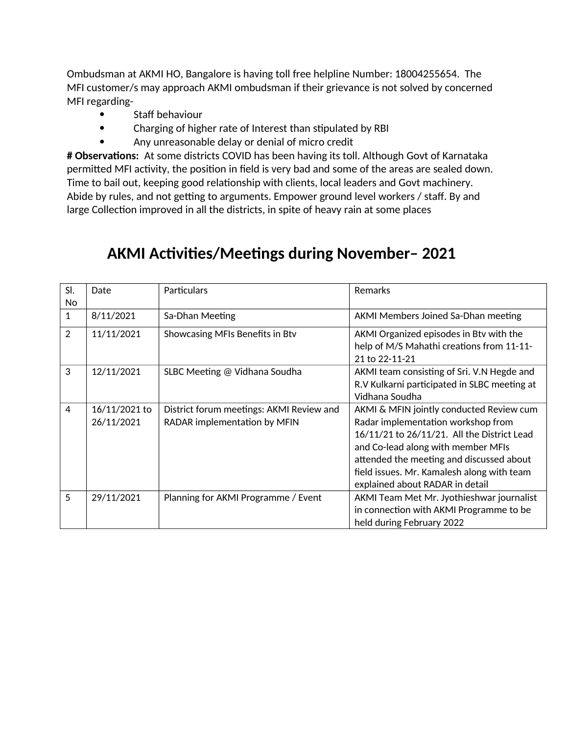Ombudsman at AKMI HO, Bangalore is having toll free helpline Number: 18004255654. The MFI customer/s may approach AKMI ombudsman if their grievance is not solved by concerned MFI regarding-

- Staff behaviour
- Charging of higher rate of Interest than stipulated by RBI
- Any unreasonable delay or denial of micro credit

**# Observations:** At some districts COVID has been having its toll. Although Govt of Karnataka permitted MFI activity, the position in field is very bad and some of the areas are sealed down. Time to bail out, keeping good relationship with clients, local leaders and Govt machinery. Abide by rules, and not getting to arguments. Empower ground level workers / staff. By and large Collection improved in all the districts, in spite of heavy rain at some places

# AKMI Activities/Meetings during November– 2021

| Sl. No | Date | Particulars | Remarks |
|---|---|---|---|
| 1 | 8/11/2021 | Sa-Dhan Meeting | AKMI Members Joined Sa-Dhan meeting |
| 2 | 11/11/2021 | Showcasing MFIs Benefits in Btv | AKMI Organized episodes in Btv with the help of M/S Mahathi creations from 11-11-21 to 22-11-21 |
| 3 | 12/11/2021 | SLBC Meeting @ Vidhana Soudha | AKMI team consisting of Sri. V.N Hegde and R.V Kulkarni participated in SLBC meeting at Vidhana Soudha |
| 4 | 16/11/2021 to 26/11/2021 | District forum meetings: AKMI Review and RADAR implementation by MFIN | AKMI & MFIN jointly conducted Review cum Radar implementation workshop from 16/11/21 to 26/11/21. All the District Lead and Co-lead along with member MFIs attended the meeting and discussed about field issues. Mr. Kamalesh along with team explained about RADAR in detail |
| 5 | 29/11/2021 | Planning for AKMI Programme / Event | AKMI Team Met Mr. Jyothieshwar journalist in connection with AKMI Programme to be held during February 2022 |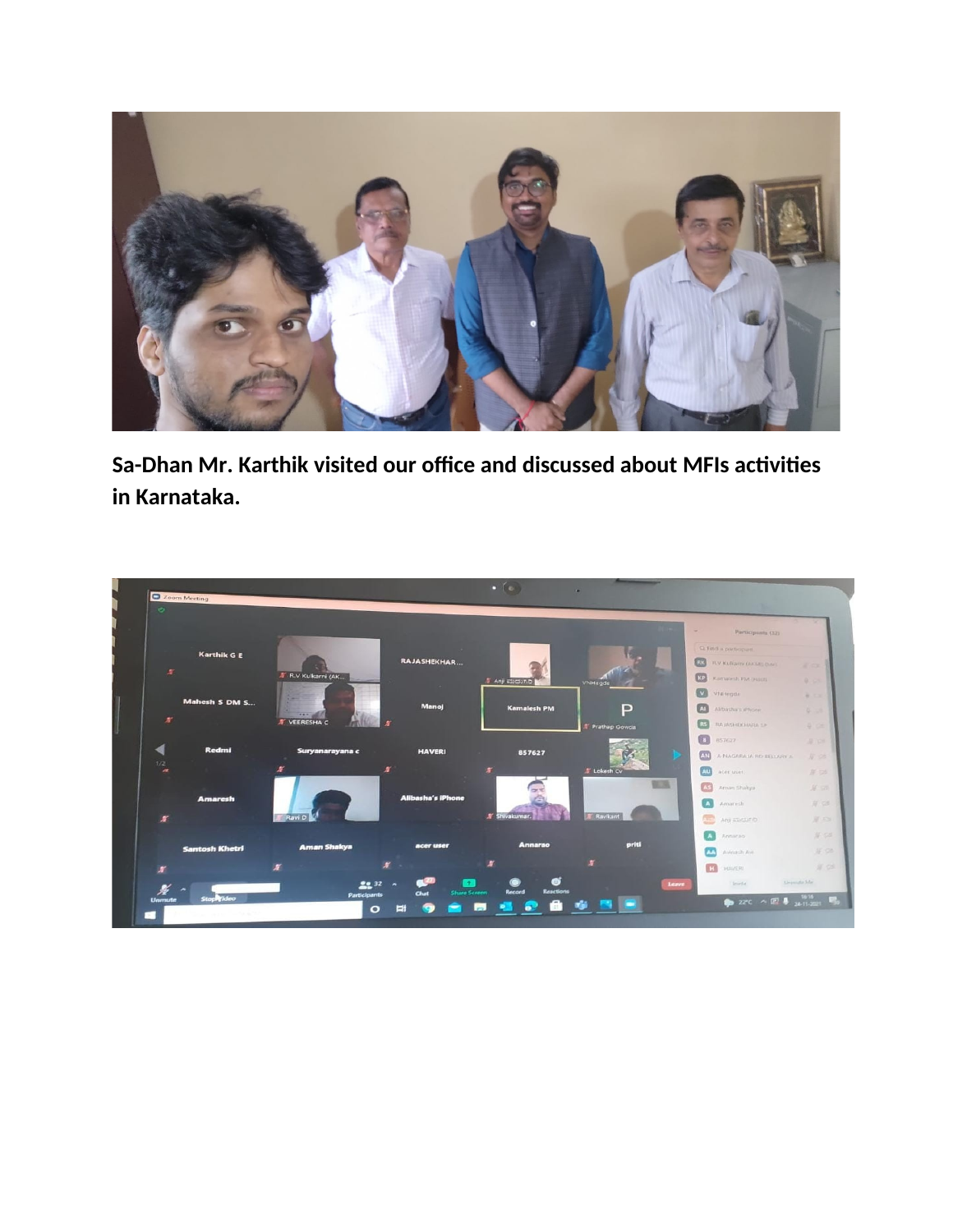**Sa-Dhan Mr. Karthik visited our office and discussed about MFIs activities in Karnataka.**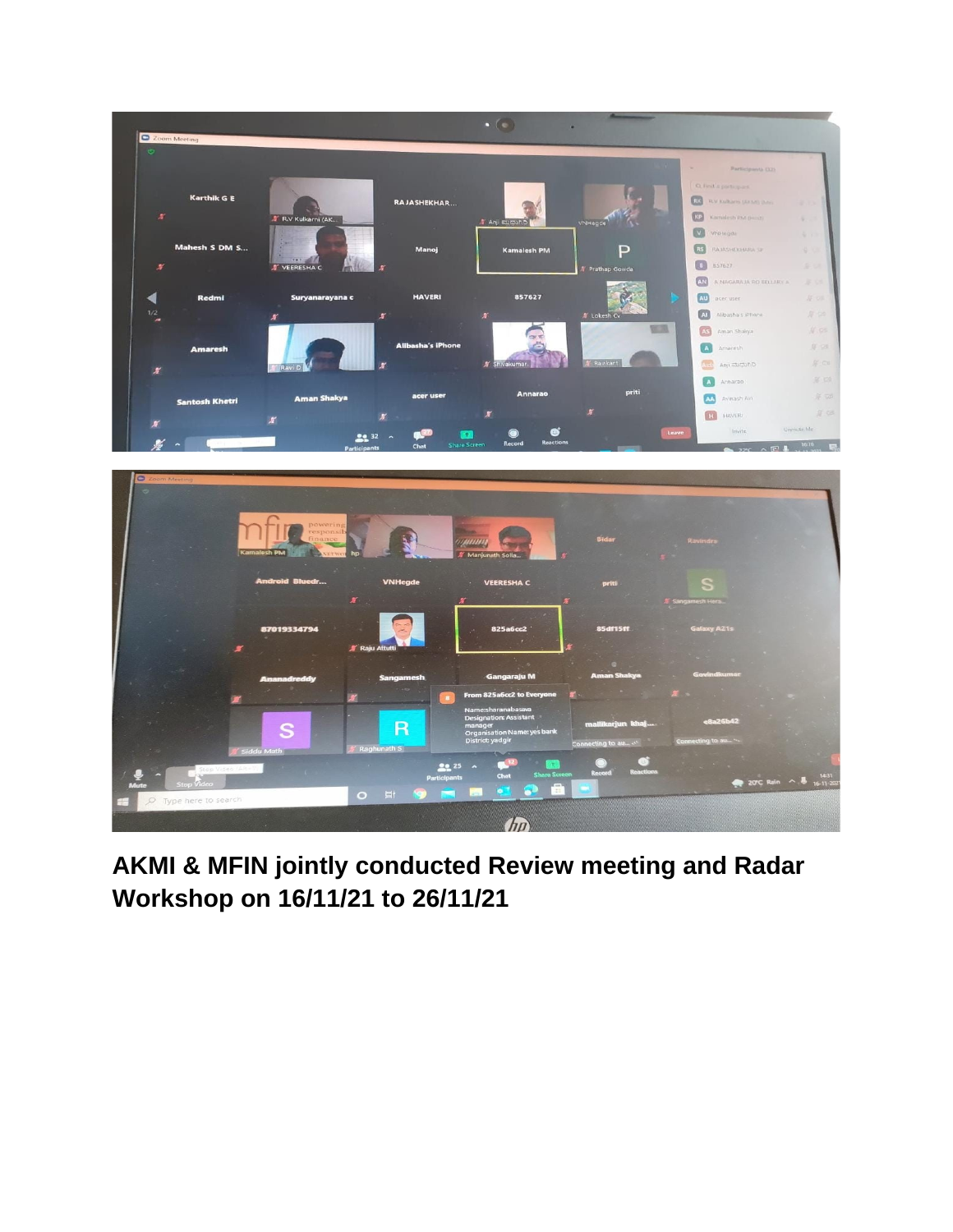**AKMI & MFIN jointly conducted Review meeting and Radar Workshop on 16/11/21 to 26/11/21**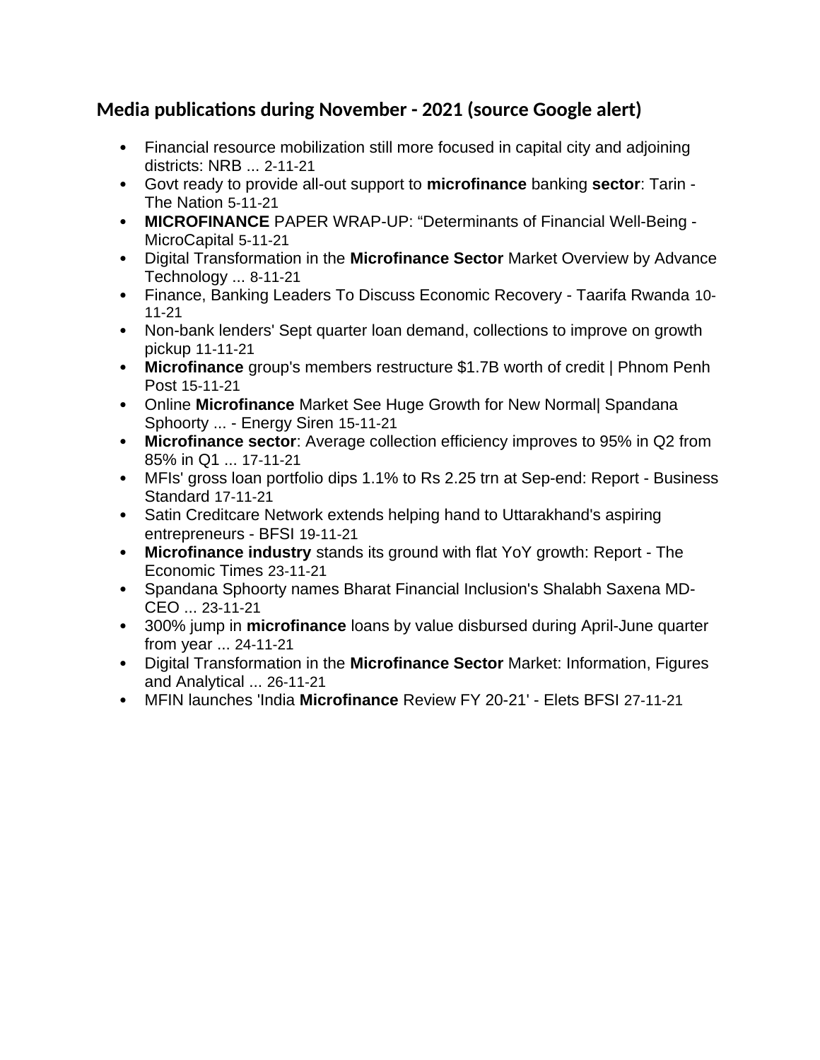## Media publications during November - 2021 (source Google alert)

- Financial resource mobilization still more focused in capital city and adjoining districts: NRB ... 2-11-21
- Govt ready to provide all-out support to **microfinance** banking **sector**: Tarin - The Nation 5-11-21
- **MICROFINANCE** PAPER WRAP-UP: "Determinants of Financial Well-Being - MicroCapital 5-11-21
- Digital Transformation in the **Microfinance Sector** Market Overview by Advance Technology ... 8-11-21
- Finance, Banking Leaders To Discuss Economic Recovery - Taarifa Rwanda 10-11-21
- Non-bank lenders' Sept quarter loan demand, collections to improve on growth pickup 11-11-21
- **Microfinance** group's members restructure $1.7B worth of credit | Phnom Penh Post 15-11-21
- Online **Microfinance** Market See Huge Growth for New Normal| Spandana Sphoorty ... - Energy Siren 15-11-21
- **Microfinance sector**: Average collection efficiency improves to 95% in Q2 from 85% in Q1 ... 17-11-21
- MFIs' gross loan portfolio dips 1.1% to Rs 2.25 trn at Sep-end: Report - Business Standard 17-11-21
- Satin Creditcare Network extends helping hand to Uttarakhand's aspiring entrepreneurs - BFSI 19-11-21
- **Microfinance industry** stands its ground with flat YoY growth: Report - The Economic Times 23-11-21
- Spandana Sphoorty names Bharat Financial Inclusion's Shalabh Saxena MD-CEO ... 23-11-21
- 300% jump in **microfinance** loans by value disbursed during April-June quarter from year ... 24-11-21
- Digital Transformation in the **Microfinance Sector** Market: Information, Figures and Analytical ... 26-11-21
- MFIN launches 'India **Microfinance** Review FY 20-21' - Elets BFSI 27-11-21